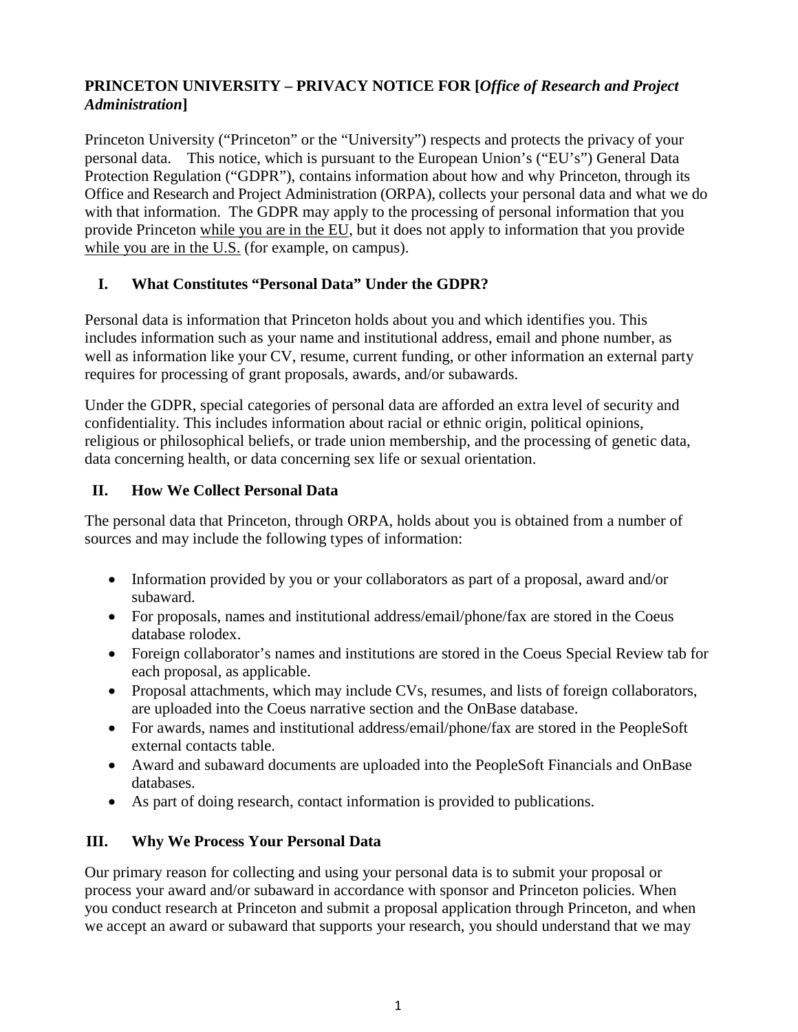# PRINCETON UNIVERSITY – PRIVACY NOTICE FOR [*Office of Research and Project Administration*]

Princeton University ("Princeton" or the "University") respects and protects the privacy of your personal data. This notice, which is pursuant to the European Union's ("EU's") General Data Protection Regulation ("GDPR"), contains information about how and why Princeton, through its Office and Research and Project Administration (ORPA), collects your personal data and what we do with that information. The GDPR may apply to the processing of personal information that you provide Princeton while you are in the EU, but it does not apply to information that you provide while you are in the U.S. (for example, on campus).

## I. What Constitutes "Personal Data" Under the GDPR?

Personal data is information that Princeton holds about you and which identifies you. This includes information such as your name and institutional address, email and phone number, as well as information like your CV, resume, current funding, or other information an external party requires for processing of grant proposals, awards, and/or subawards.

Under the GDPR, special categories of personal data are afforded an extra level of security and confidentiality. This includes information about racial or ethnic origin, political opinions, religious or philosophical beliefs, or trade union membership, and the processing of genetic data, data concerning health, or data concerning sex life or sexual orientation.

## II. How We Collect Personal Data

The personal data that Princeton, through ORPA, holds about you is obtained from a number of sources and may include the following types of information:

- Information provided by you or your collaborators as part of a proposal, award and/or subaward.
- For proposals, names and institutional address/email/phone/fax are stored in the Coeus database rolodex.
- Foreign collaborator's names and institutions are stored in the Coeus Special Review tab for each proposal, as applicable.
- Proposal attachments, which may include CVs, resumes, and lists of foreign collaborators, are uploaded into the Coeus narrative section and the OnBase database.
- For awards, names and institutional address/email/phone/fax are stored in the PeopleSoft external contacts table.
- Award and subaward documents are uploaded into the PeopleSoft Financials and OnBase databases.
- As part of doing research, contact information is provided to publications.

## III. Why We Process Your Personal Data

Our primary reason for collecting and using your personal data is to submit your proposal or process your award and/or subaward in accordance with sponsor and Princeton policies. When you conduct research at Princeton and submit a proposal application through Princeton, and when we accept an award or subaward that supports your research, you should understand that we may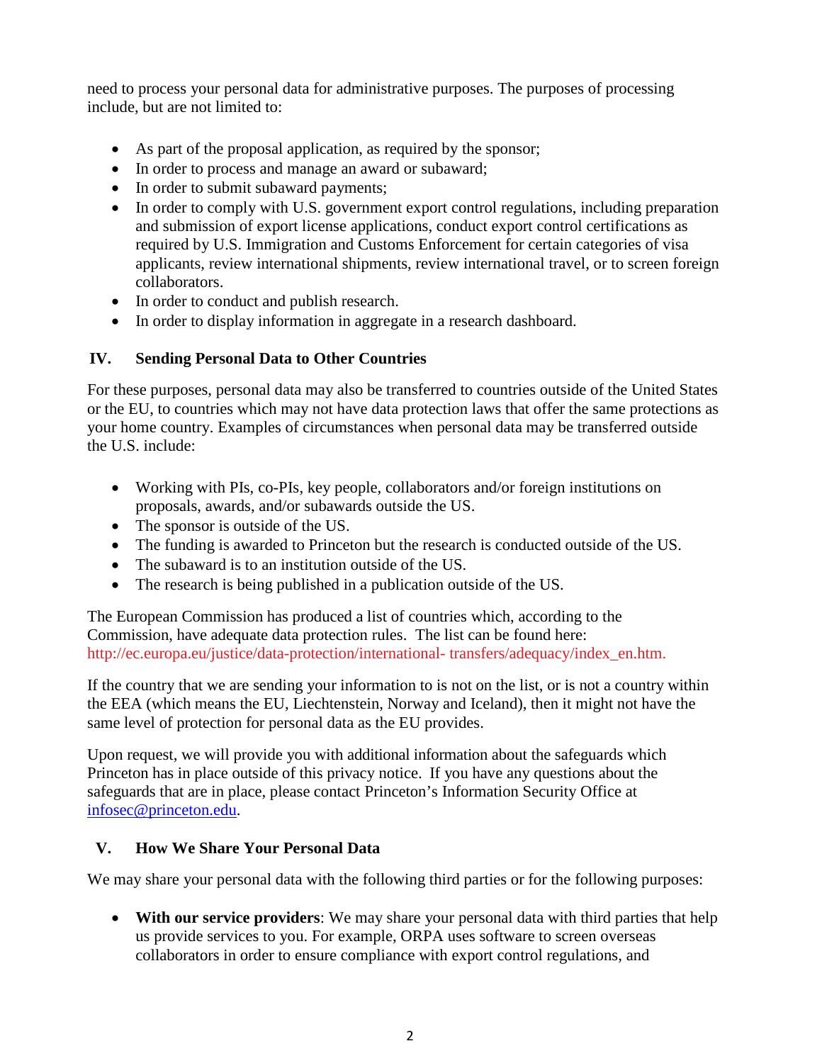need to process your personal data for administrative purposes. The purposes of processing include, but are not limited to:

- As part of the proposal application, as required by the sponsor;
- In order to process and manage an award or subaward;
- In order to submit subaward payments;
- In order to comply with U.S. government export control regulations, including preparation and submission of export license applications, conduct export control certifications as required by U.S. Immigration and Customs Enforcement for certain categories of visa applicants, review international shipments, review international travel, or to screen foreign collaborators.
- In order to conduct and publish research.
- In order to display information in aggregate in a research dashboard.

## IV. Sending Personal Data to Other Countries

For these purposes, personal data may also be transferred to countries outside of the United States or the EU, to countries which may not have data protection laws that offer the same protections as your home country. Examples of circumstances when personal data may be transferred outside the U.S. include:

- Working with PIs, co-PIs, key people, collaborators and/or foreign institutions on proposals, awards, and/or subawards outside the US.
- The sponsor is outside of the US.
- The funding is awarded to Princeton but the research is conducted outside of the US.
- The subaward is to an institution outside of the US.
- The research is being published in a publication outside of the US.

The European Commission has produced a list of countries which, according to the Commission, have adequate data protection rules. The list can be found here: http://ec.europa.eu/justice/data-protection/international- transfers/adequacy/index_en.htm.

If the country that we are sending your information to is not on the list, or is not a country within the EEA (which means the EU, Liechtenstein, Norway and Iceland), then it might not have the same level of protection for personal data as the EU provides.

Upon request, we will provide you with additional information about the safeguards which Princeton has in place outside of this privacy notice. If you have any questions about the safeguards that are in place, please contact Princeton's Information Security Office at infosec@princeton.edu.

## V. How We Share Your Personal Data

We may share your personal data with the following third parties or for the following purposes:

- **With our service providers**: We may share your personal data with third parties that help us provide services to you. For example, ORPA uses software to screen overseas collaborators in order to ensure compliance with export control regulations, and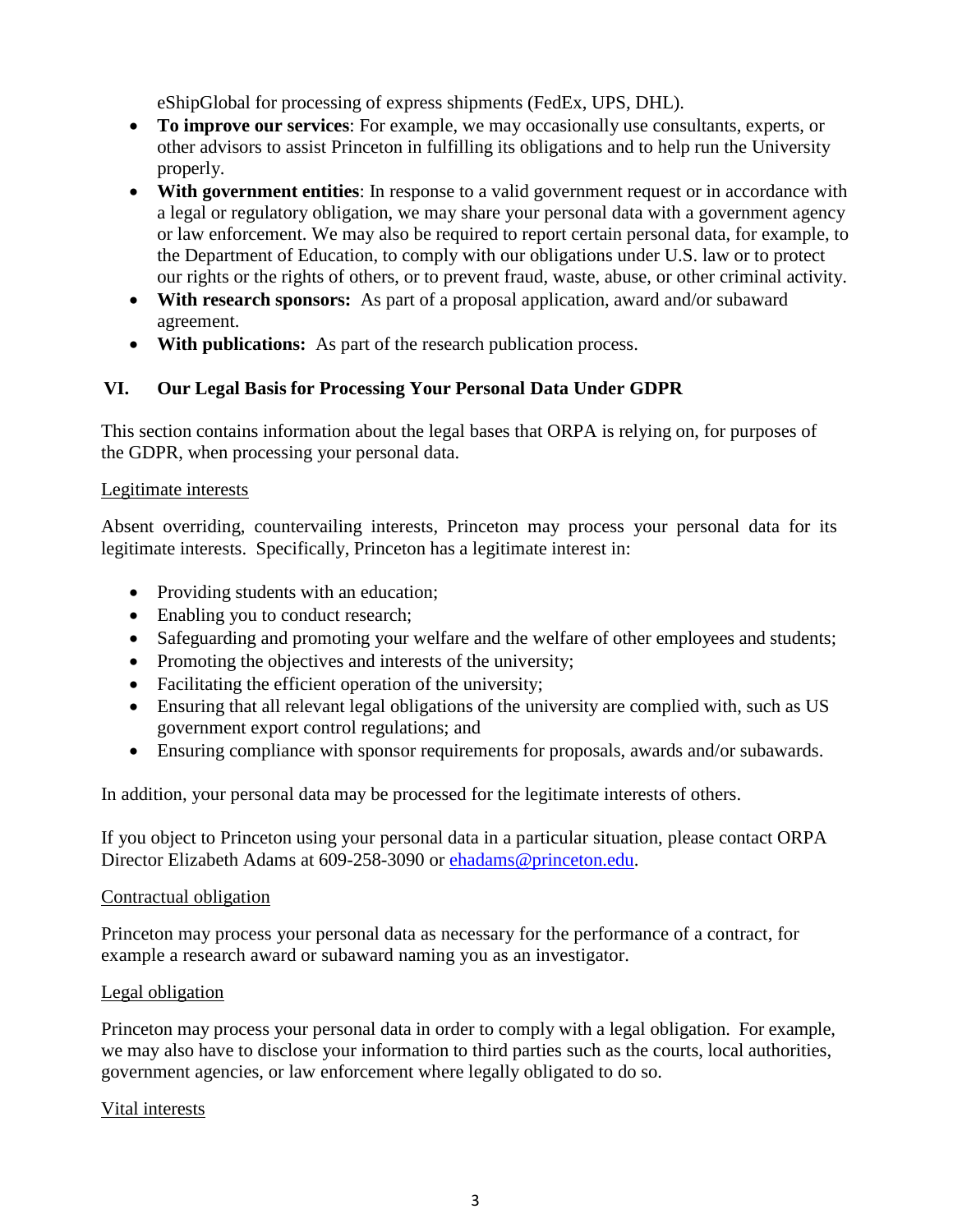eShipGlobal for processing of express shipments (FedEx, UPS, DHL).

- **To improve our services**: For example, we may occasionally use consultants, experts, or other advisors to assist Princeton in fulfilling its obligations and to help run the University properly.
- **With government entities**: In response to a valid government request or in accordance with a legal or regulatory obligation, we may share your personal data with a government agency or law enforcement. We may also be required to report certain personal data, for example, to the Department of Education, to comply with our obligations under U.S. law or to protect our rights or the rights of others, or to prevent fraud, waste, abuse, or other criminal activity.
- **With research sponsors:** As part of a proposal application, award and/or subaward agreement.
- **With publications:** As part of the research publication process.

## VI. Our Legal Basis for Processing Your Personal Data Under GDPR

This section contains information about the legal bases that ORPA is relying on, for purposes of the GDPR, when processing your personal data.

Legitimate interests

Absent overriding, countervailing interests, Princeton may process your personal data for its legitimate interests. Specifically, Princeton has a legitimate interest in:

- Providing students with an education;
- Enabling you to conduct research;
- Safeguarding and promoting your welfare and the welfare of other employees and students;
- Promoting the objectives and interests of the university;
- Facilitating the efficient operation of the university;
- Ensuring that all relevant legal obligations of the university are complied with, such as US government export control regulations; and
- Ensuring compliance with sponsor requirements for proposals, awards and/or subawards.

In addition, your personal data may be processed for the legitimate interests of others.

If you object to Princeton using your personal data in a particular situation, please contact ORPA Director Elizabeth Adams at 609-258-3090 or ehadams@princeton.edu.

Contractual obligation

Princeton may process your personal data as necessary for the performance of a contract, for example a research award or subaward naming you as an investigator.

Legal obligation

Princeton may process your personal data in order to comply with a legal obligation. For example, we may also have to disclose your information to third parties such as the courts, local authorities, government agencies, or law enforcement where legally obligated to do so.

Vital interests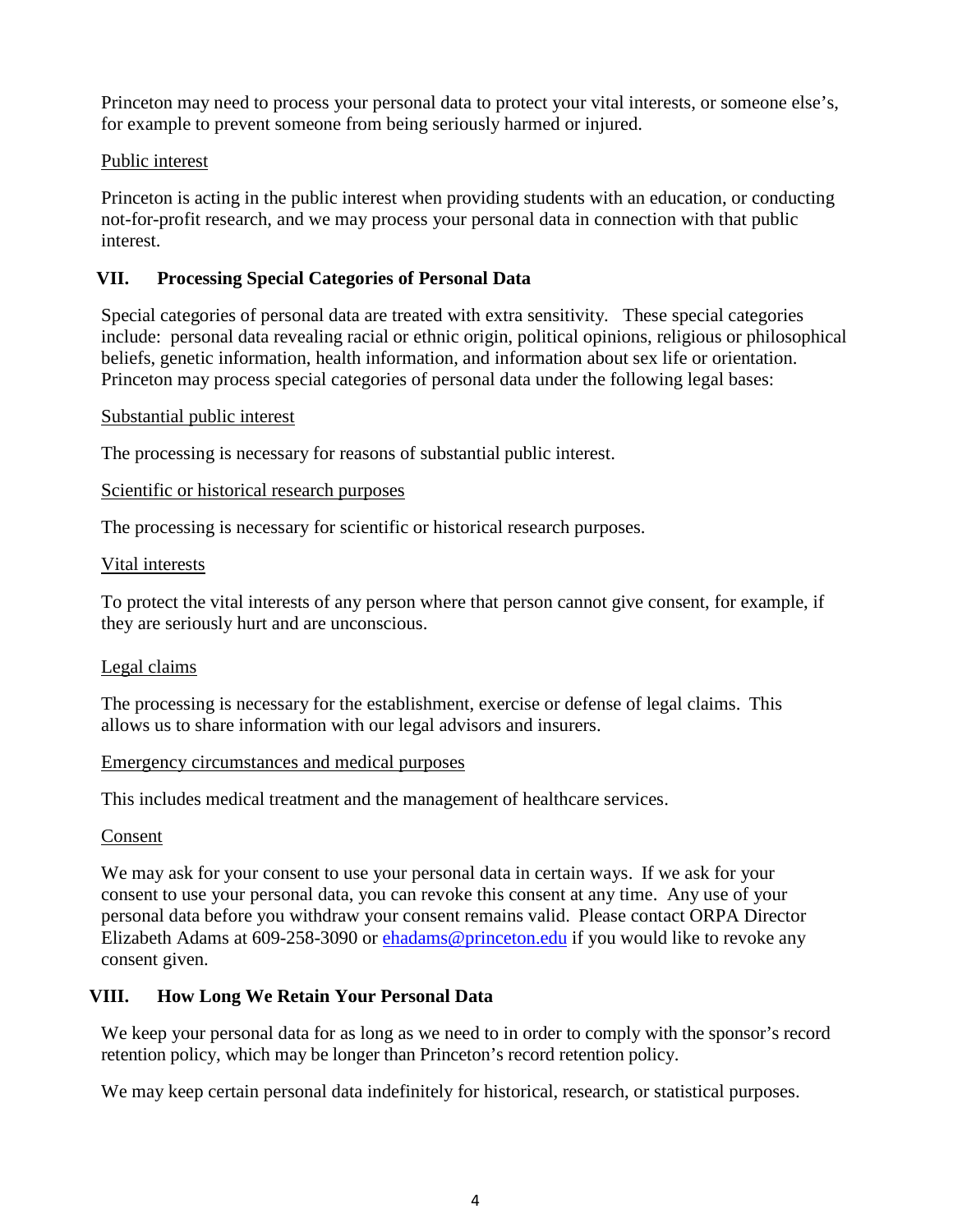Princeton may need to process your personal data to protect your vital interests, or someone else's, for example to prevent someone from being seriously harmed or injured.

Public interest

Princeton is acting in the public interest when providing students with an education, or conducting not-for-profit research, and we may process your personal data in connection with that public interest.

## VII. Processing Special Categories of Personal Data

Special categories of personal data are treated with extra sensitivity. These special categories include: personal data revealing racial or ethnic origin, political opinions, religious or philosophical beliefs, genetic information, health information, and information about sex life or orientation. Princeton may process special categories of personal data under the following legal bases:

Substantial public interest

The processing is necessary for reasons of substantial public interest.

Scientific or historical research purposes

The processing is necessary for scientific or historical research purposes.

Vital interests

To protect the vital interests of any person where that person cannot give consent, for example, if they are seriously hurt and are unconscious.

Legal claims

The processing is necessary for the establishment, exercise or defense of legal claims. This allows us to share information with our legal advisors and insurers.

Emergency circumstances and medical purposes

This includes medical treatment and the management of healthcare services.

Consent

We may ask for your consent to use your personal data in certain ways. If we ask for your consent to use your personal data, you can revoke this consent at any time. Any use of your personal data before you withdraw your consent remains valid. Please contact ORPA Director Elizabeth Adams at 609-258-3090 or ehadams@princeton.edu if you would like to revoke any consent given.

## VIII. How Long We Retain Your Personal Data

We keep your personal data for as long as we need to in order to comply with the sponsor's record retention policy, which may be longer than Princeton's record retention policy.

We may keep certain personal data indefinitely for historical, research, or statistical purposes.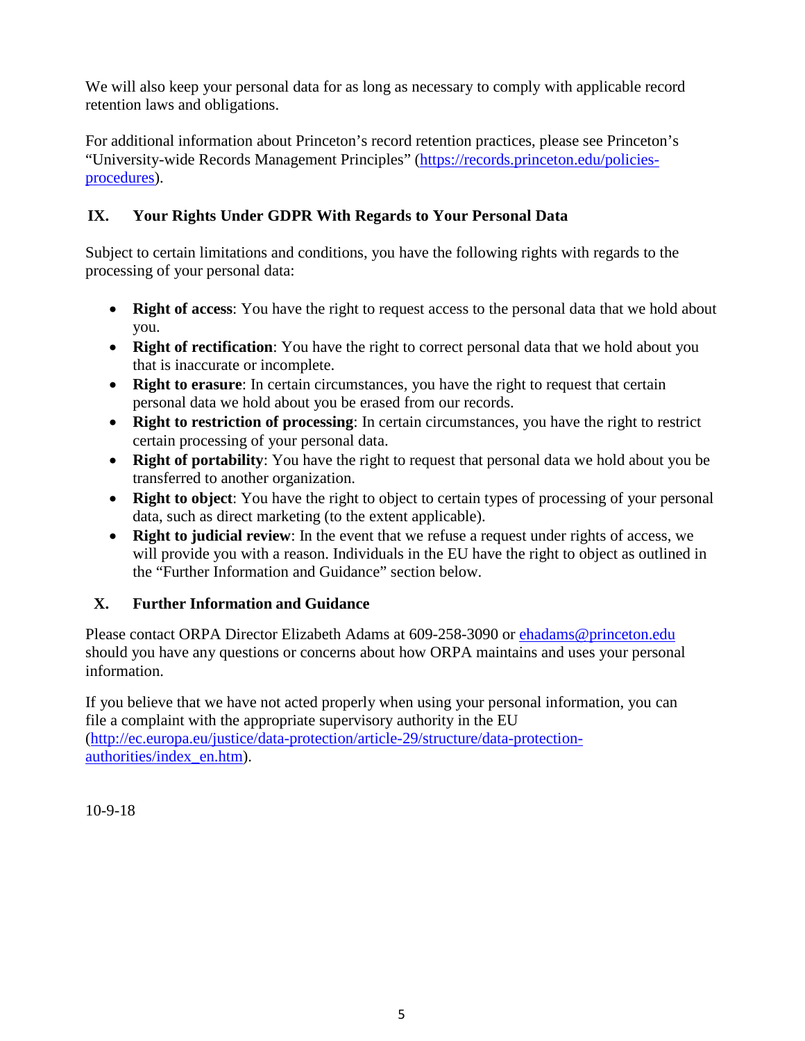We will also keep your personal data for as long as necessary to comply with applicable record retention laws and obligations.

For additional information about Princeton's record retention practices, please see Princeton's "University-wide Records Management Principles" (https://records.princeton.edu/policies-procedures).

## IX. Your Rights Under GDPR With Regards to Your Personal Data

Subject to certain limitations and conditions, you have the following rights with regards to the processing of your personal data:

- **Right of access**: You have the right to request access to the personal data that we hold about you.
- **Right of rectification**: You have the right to correct personal data that we hold about you that is inaccurate or incomplete.
- **Right to erasure**: In certain circumstances, you have the right to request that certain personal data we hold about you be erased from our records.
- **Right to restriction of processing**: In certain circumstances, you have the right to restrict certain processing of your personal data.
- **Right of portability**: You have the right to request that personal data we hold about you be transferred to another organization.
- **Right to object**: You have the right to object to certain types of processing of your personal data, such as direct marketing (to the extent applicable).
- **Right to judicial review**: In the event that we refuse a request under rights of access, we will provide you with a reason. Individuals in the EU have the right to object as outlined in the "Further Information and Guidance" section below.

## X. Further Information and Guidance

Please contact ORPA Director Elizabeth Adams at 609-258-3090 or ehadams@princeton.edu should you have any questions or concerns about how ORPA maintains and uses your personal information.

If you believe that we have not acted properly when using your personal information, you can file a complaint with the appropriate supervisory authority in the EU (http://ec.europa.eu/justice/data-protection/article-29/structure/data-protection-authorities/index_en.htm).

10-9-18